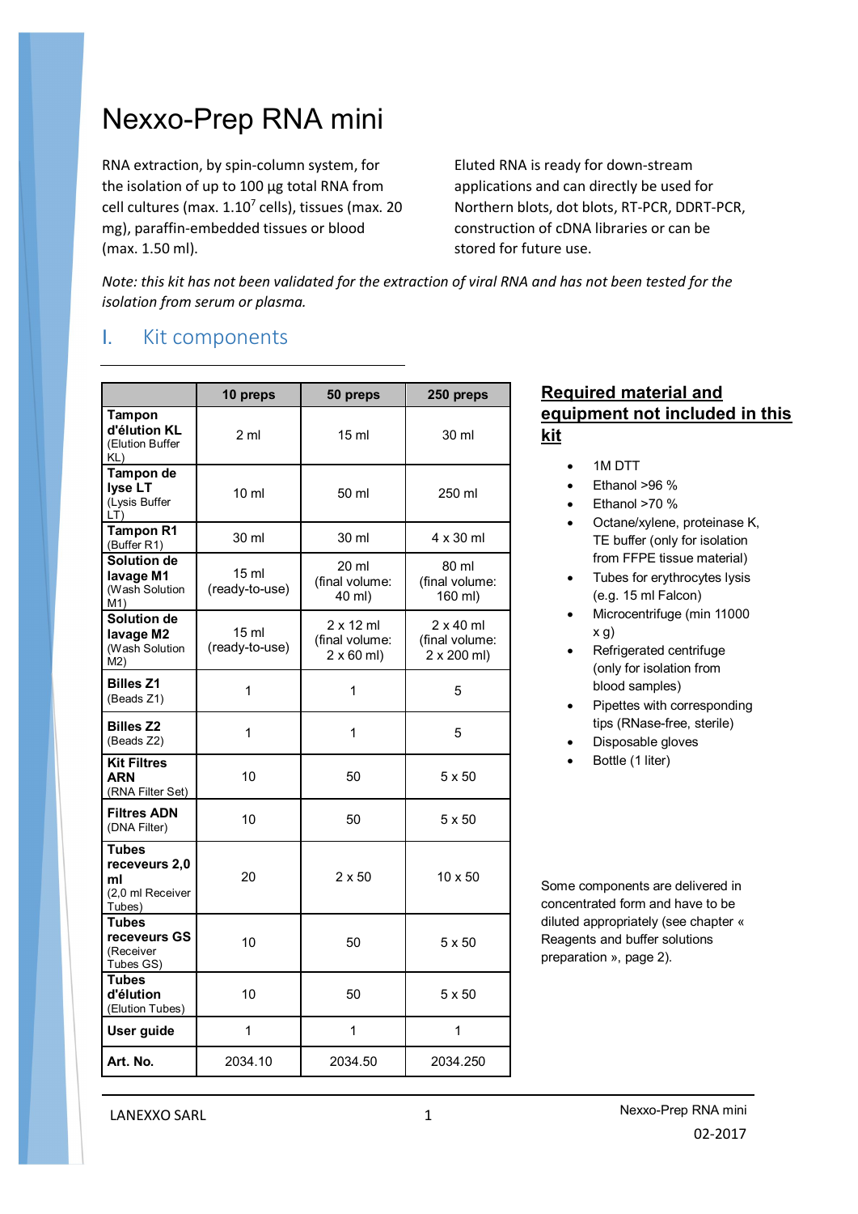# Nexxo-Prep RNA mini

RNA extraction, by spin-column system, for the isolation of up to 100 µg total RNA from cell cultures (max. $1.10^7$ cells), tissues (max. 20 mg), paraffin-embedded tissues or blood (max. 1.50 ml).

Eluted RNA is ready for down-stream applications and can directly be used for Northern blots, dot blots, RT-PCR, DDRT-PCR, construction of cDNA libraries or can be stored for future use.

*Note: this kit has not been validated for the extraction of viral RNA and has not been tested for the isolation from serum or plasma.*

## I. Kit components

| | 10 preps | 50 preps | 250 preps |
|---|---|---|---|
| **Tampon d'élution KL** (Elution Buffer KL) | 2 ml | 15 ml | 30 ml |
| **Tampon de lyse LT** (Lysis Buffer LT) | 10 ml | 50 ml | 250 ml |
| **Tampon R1** (Buffer R1) | 30 ml | 30 ml | 4 x 30 ml |
| **Solution de lavage M1** (Wash Solution M1) | 15 ml (ready-to-use) | 20 ml (final volume: 40 ml) | 80 ml (final volume: 160 ml) |
| **Solution de lavage M2** (Wash Solution M2) | 15 ml (ready-to-use) | 2 x 12 ml (final volume: 2 x 60 ml) | 2 x 40 ml (final volume: 2 x 200 ml) |
| **Billes Z1** (Beads Z1) | 1 | 1 | 5 |
| **Billes Z2** (Beads Z2) | 1 | 1 | 5 |
| **Kit Filtres ARN** (RNA Filter Set) | 10 | 50 | 5 x 50 |
| **Filtres ADN** (DNA Filter) | 10 | 50 | 5 x 50 |
| **Tubes receveurs 2,0 ml** (2,0 ml Receiver Tubes) | 20 | 2 x 50 | 10 x 50 |
| **Tubes receveurs GS** (Receiver Tubes GS) | 10 | 50 | 5 x 50 |
| **Tubes d'élution** (Elution Tubes) | 10 | 50 | 5 x 50 |
| **User guide** | 1 | 1 | 1 |
| **Art. No.** | 2034.10 | 2034.50 | 2034.250 |

### Required material and equipment not included in this kit

- 1M DTT
- Ethanol >96 %
- Ethanol >70 %
- Octane/xylene, proteinase K, TE buffer (only for isolation from FFPE tissue material)
- Tubes for erythrocytes lysis (e.g. 15 ml Falcon)
- Microcentrifuge (min 11000 x g)
- Refrigerated centrifuge (only for isolation from blood samples)
- Pipettes with corresponding tips (RNase-free, sterile)
- Disposable gloves
- Bottle (1 liter)

Some components are delivered in concentrated form and have to be diluted appropriately (see chapter « Reagents and buffer solutions preparation », page 2).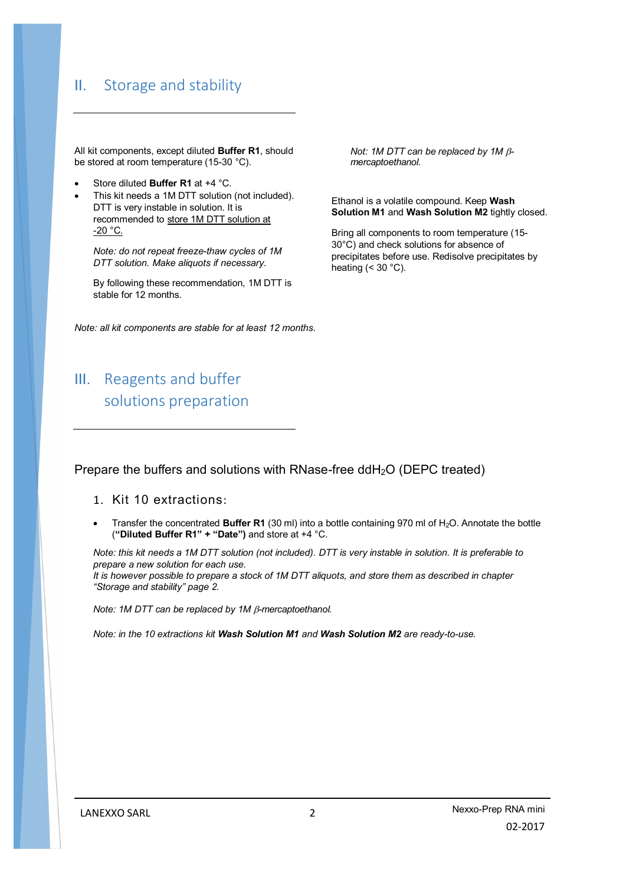## II. Storage and stability

All kit components, except diluted **Buffer R1**, should be stored at room temperature (15-30 °C).

- Store diluted **Buffer R1** at +4 °C.
- This kit needs a 1M DTT solution (not included). DTT is very instable in solution. It is recommended to store 1M DTT solution at -20 °C.

  *Note: do not repeat freeze-thaw cycles of 1M DTT solution. Make aliquots if necessary.*

  By following these recommendation, 1M DTT is stable for 12 months.

  *Not: 1M DTT can be replaced by 1M β-mercaptoethanol.*

Ethanol is a volatile compound. Keep **Wash Solution M1** and **Wash Solution M2** tightly closed.

Bring all components to room temperature (15-30°C) and check solutions for absence of precipitates before use. Redisolve precipitates by heating (< 30 °C).

*Note: all kit components are stable for at least 12 months.*

## III. Reagents and buffer solutions preparation

Prepare the buffers and solutions with RNase-free ddH$_2$O (DEPC treated)

### 1. Kit 10 extractions:

- Transfer the concentrated **Buffer R1** (30 ml) into a bottle containing 970 ml of H$_2$O. Annotate the bottle (**"Diluted Buffer R1" + "Date")** and store at +4 °C.

*Note: this kit needs a 1M DTT solution (not included). DTT is very instable in solution. It is preferable to prepare a new solution for each use.*
*It is however possible to prepare a stock of 1M DTT aliquots, and store them as described in chapter "Storage and stability" page 2.*

*Note: 1M DTT can be replaced by 1M β-mercaptoethanol.*

*Note: in the 10 extractions kit **Wash Solution M1** and **Wash Solution M2** are ready-to-use.*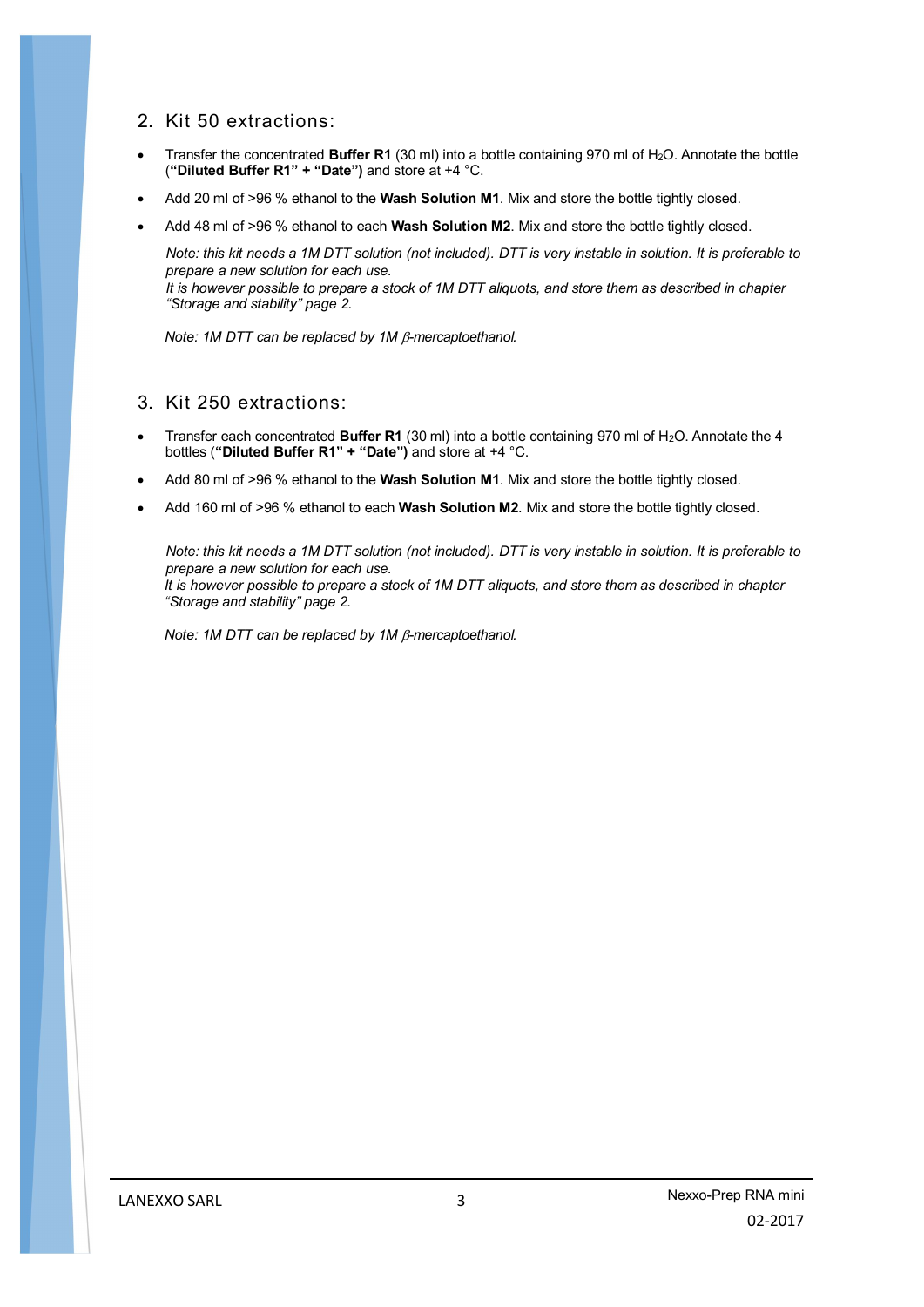## 2. Kit 50 extractions:

- Transfer the concentrated **Buffer R1** (30 ml) into a bottle containing 970 ml of $H_2O$. Annotate the bottle (**"Diluted Buffer R1" + "Date")** and store at +4 °C.
- Add 20 ml of >96 % ethanol to the **Wash Solution M1**. Mix and store the bottle tightly closed.
- Add 48 ml of >96 % ethanol to each **Wash Solution M2**. Mix and store the bottle tightly closed.

*Note: this kit needs a 1M DTT solution (not included). DTT is very instable in solution. It is preferable to prepare a new solution for each use.*
*It is however possible to prepare a stock of 1M DTT aliquots, and store them as described in chapter "Storage and stability" page 2.*

*Note: 1M DTT can be replaced by 1M β-mercaptoethanol.*

## 3. Kit 250 extractions:

- Transfer each concentrated **Buffer R1** (30 ml) into a bottle containing 970 ml of $H_2O$. Annotate the 4 bottles (**"Diluted Buffer R1" + "Date")** and store at +4 °C.
- Add 80 ml of >96 % ethanol to the **Wash Solution M1**. Mix and store the bottle tightly closed.
- Add 160 ml of >96 % ethanol to each **Wash Solution M2**. Mix and store the bottle tightly closed.

*Note: this kit needs a 1M DTT solution (not included). DTT is very instable in solution. It is preferable to prepare a new solution for each use.*
*It is however possible to prepare a stock of 1M DTT aliquots, and store them as described in chapter "Storage and stability" page 2.*

*Note: 1M DTT can be replaced by 1M β-mercaptoethanol.*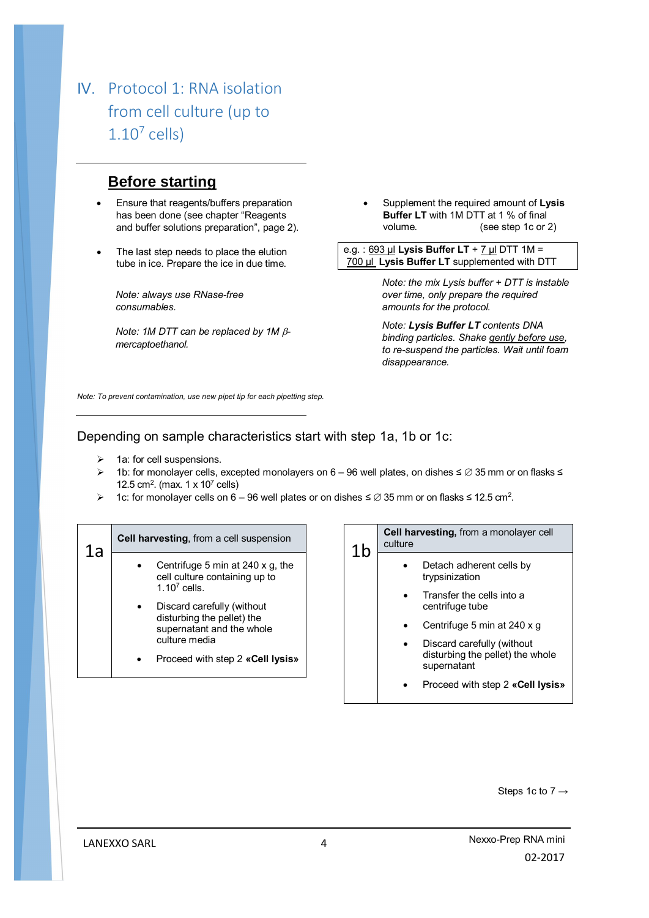# IV. Protocol 1: RNA isolation from cell culture (up to $1.10^7$ cells)

## Before starting

- Ensure that reagents/buffers preparation has been done (see chapter "Reagents and buffer solutions preparation", page 2).
- The last step needs to place the elution tube in ice. Prepare the ice in due time.

*Note: always use RNase-free consumables.*

*Note: 1M DTT can be replaced by 1M β-mercaptoethanol.*

- Supplement the required amount of **Lysis Buffer LT** with 1M DTT at 1 % of final volume. (see step 1c or 2)

| e.g. : 693 µl **Lysis Buffer LT** + 7 µl DTT 1M = 700 µl **Lysis Buffer LT** supplemented with DTT |
|---|

*Note: the mix Lysis buffer + DTT is instable over time, only prepare the required amounts for the protocol.*

*Note: **Lysis Buffer LT** contents DNA binding particles. Shake gently before use, to re-suspend the particles. Wait until foam disappearance.*

*Note: To prevent contamination, use new pipet tip for each pipetting step.*

Depending on sample characteristics start with step 1a, 1b or 1c:

- 1a: for cell suspensions.
- 1b: for monolayer cells, excepted monolayers on 6 – 96 well plates, on dishes ≤ ∅ 35 mm or on flasks ≤ 12.5 cm². (max. 1 x $10^7$ cells)
- 1c: for monolayer cells on 6 – 96 well plates or on dishes ≤ ∅ 35 mm or on flasks ≤ 12.5 cm².

| 1a | **Cell harvesting**, from a cell suspension |
|---|---|
| | • Centrifuge 5 min at 240 x g, the cell culture containing up to $1.10^7$ cells.<br>• Discard carefully (without disturbing the pellet) the supernatant and the whole culture media<br>• Proceed with step 2 **«Cell lysis»** |

| 1b | **Cell harvesting**, from a monolayer cell culture |
|---|---|
| | • Detach adherent cells by trypsinization<br>• Transfer the cells into a centrifuge tube<br>• Centrifuge 5 min at 240 x g<br>• Discard carefully (without disturbing the pellet) the whole supernatant<br>• Proceed with step 2 **«Cell lysis»** |

Steps 1c to 7 →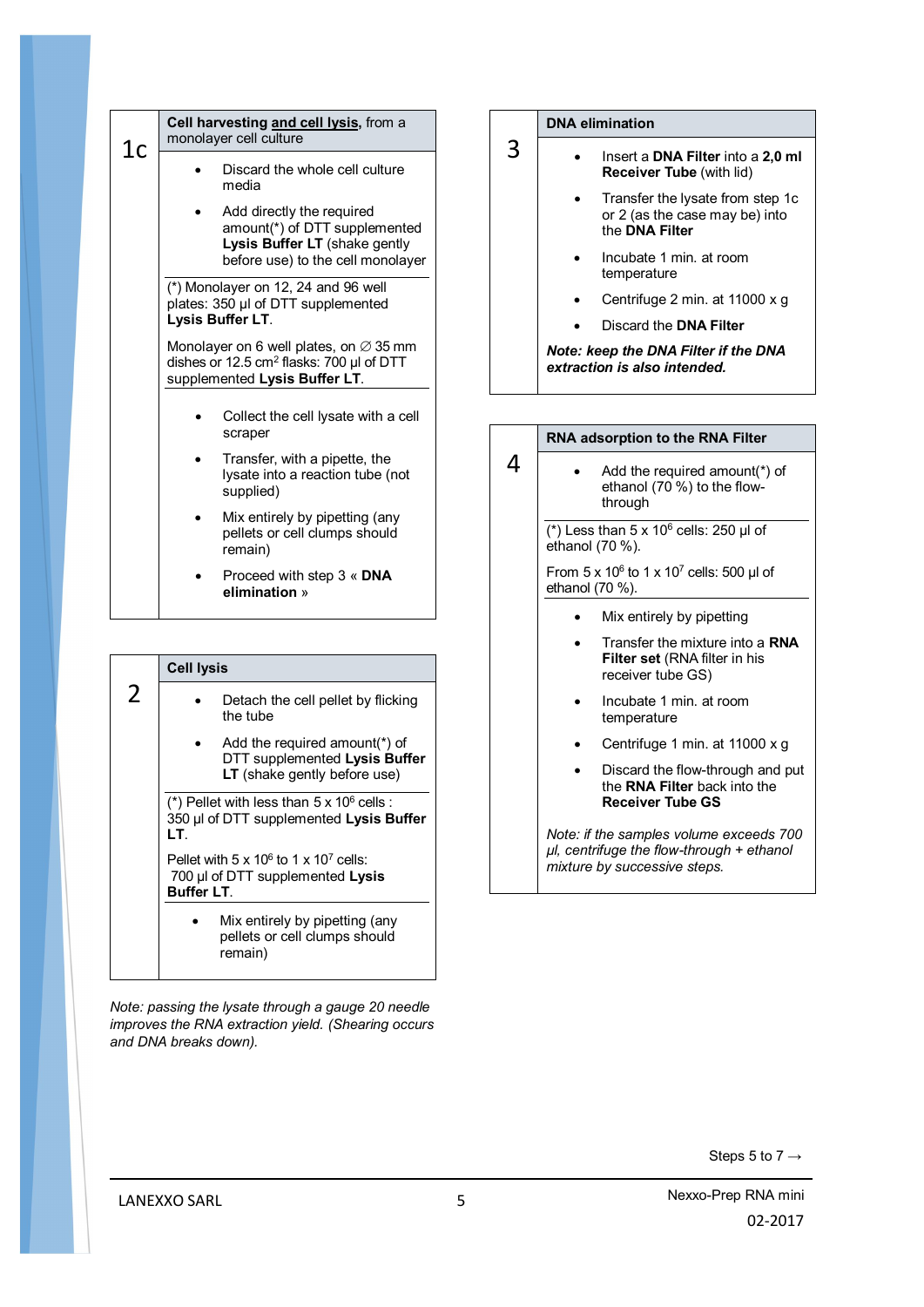## 1c — Cell harvesting and cell lysis, from a monolayer cell culture

- Discard the whole cell culture media
- Add directly the required amount(*) of DTT supplemented **Lysis Buffer LT** (shake gently before use) to the cell monolayer

(*) Monolayer on 12, 24 and 96 well plates: 350 µl of DTT supplemented **Lysis Buffer LT**.

Monolayer on 6 well plates, on ∅ 35 mm dishes or 12.5 cm² flasks: 700 µl of DTT supplemented **Lysis Buffer LT**.

- Collect the cell lysate with a cell scraper
- Transfer, with a pipette, the lysate into a reaction tube (not supplied)
- Mix entirely by pipetting (any pellets or cell clumps should remain)
- Proceed with step 3 « **DNA elimination** »

## 2 — Cell lysis

- Detach the cell pellet by flicking the tube
- Add the required amount(*) of DTT supplemented **Lysis Buffer LT** (shake gently before use)

(*) Pellet with less than 5 x $10^6$ cells : 350 µl of DTT supplemented **Lysis Buffer LT**.

Pellet with 5 x $10^6$ to 1 x $10^7$ cells: 700 µl of DTT supplemented **Lysis Buffer LT**.

- Mix entirely by pipetting (any pellets or cell clumps should remain)

*Note: passing the lysate through a gauge 20 needle improves the RNA extraction yield. (Shearing occurs and DNA breaks down).*

## 3 — DNA elimination

- Insert a **DNA Filter** into a **2,0 ml Receiver Tube** (with lid)
- Transfer the lysate from step 1c or 2 (as the case may be) into the **DNA Filter**
- Incubate 1 min. at room temperature
- Centrifuge 2 min. at 11000 x g
- Discard the **DNA Filter**

***Note: keep the DNA Filter if the DNA extraction is also intended.***

## 4 — RNA adsorption to the RNA Filter

- Add the required amount(*) of ethanol (70 %) to the flow-through

(*) Less than 5 x $10^6$ cells: 250 µl of ethanol (70 %).

From 5 x $10^6$ to 1 x $10^7$ cells: 500 µl of ethanol (70 %).

- Mix entirely by pipetting
- Transfer the mixture into a **RNA Filter set** (RNA filter in his receiver tube GS)
- Incubate 1 min. at room temperature
- Centrifuge 1 min. at 11000 x g
- Discard the flow-through and put the **RNA Filter** back into the **Receiver Tube GS**

*Note: if the samples volume exceeds 700 µl, centrifuge the flow-through + ethanol mixture by successive steps.*

Steps 5 to 7 →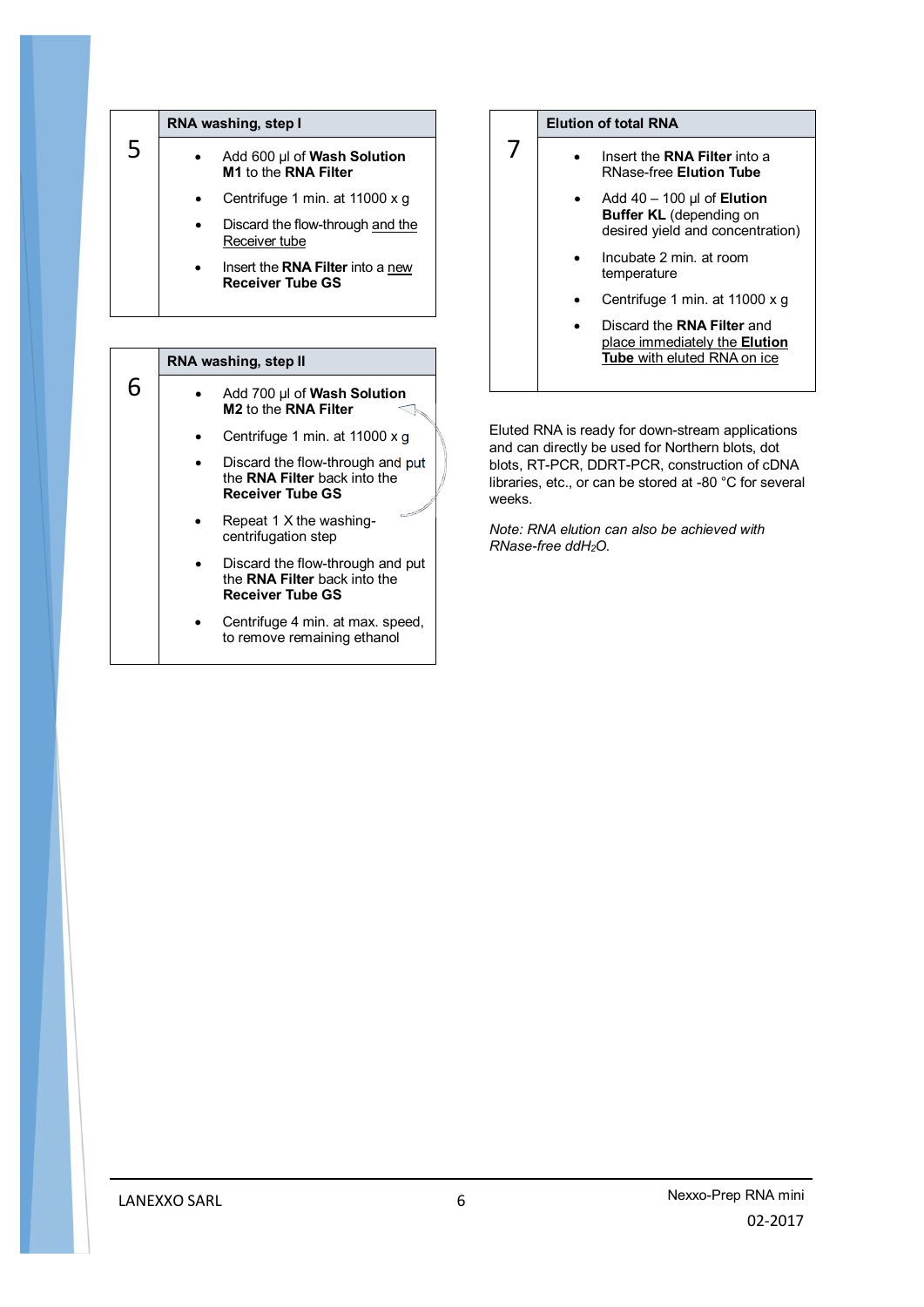## 5 RNA washing, step I

- Add 600 µl of **Wash Solution M1** to the **RNA Filter**
- Centrifuge 1 min. at 11000 x g
- Discard the flow-through and the Receiver tube
- Insert the **RNA Filter** into a new **Receiver Tube GS**

## 6 RNA washing, step II

- Add 700 µl of **Wash Solution M2** to the **RNA Filter**
- Centrifuge 1 min. at 11000 x g
- Discard the flow-through and put the **RNA Filter** back into the **Receiver Tube GS**
- Repeat 1 X the washing-centrifugation step
- Discard the flow-through and put the **RNA Filter** back into the **Receiver Tube GS**
- Centrifuge 4 min. at max. speed, to remove remaining ethanol

## 7 Elution of total RNA

- Insert the **RNA Filter** into a RNase-free **Elution Tube**
- Add 40 – 100 µl of **Elution Buffer KL** (depending on desired yield and concentration)
- Incubate 2 min. at room temperature
- Centrifuge 1 min. at 11000 x g
- Discard the **RNA Filter** and place immediately the **Elution Tube** with eluted RNA on ice

Eluted RNA is ready for down-stream applications and can directly be used for Northern blots, dot blots, RT-PCR, DDRT-PCR, construction of cDNA libraries, etc., or can be stored at -80 °C for several weeks.

*Note: RNA elution can also be achieved with RNase-free ddH$_2$O.*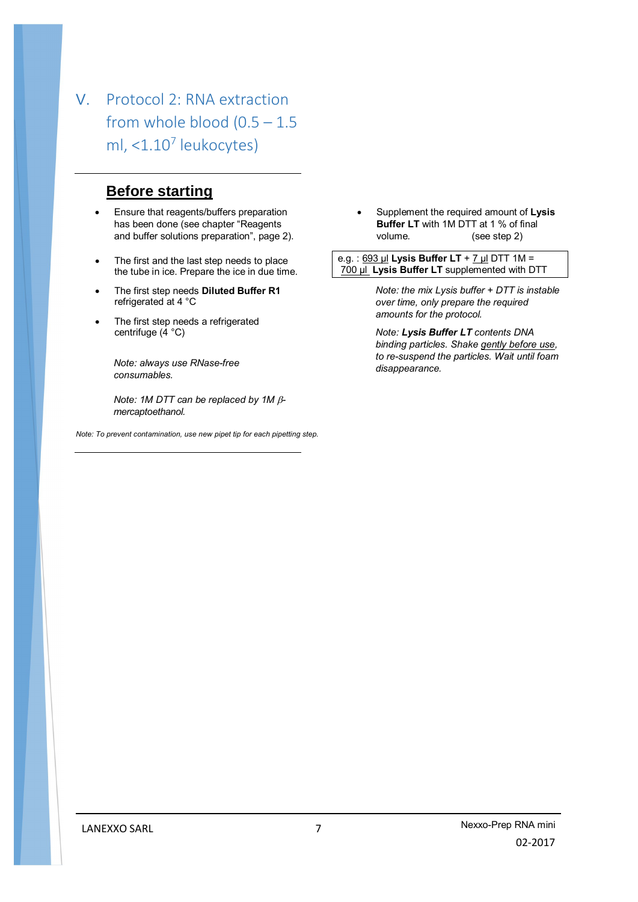# V. Protocol 2: RNA extraction from whole blood (0.5 – 1.5 ml, <1.10$^7$ leukocytes)

## Before starting

- Ensure that reagents/buffers preparation has been done (see chapter "Reagents and buffer solutions preparation", page 2).
- The first and the last step needs to place the tube in ice. Prepare the ice in due time.
- The first step needs **Diluted Buffer R1** refrigerated at 4 °C
- The first step needs a refrigerated centrifuge (4 °C)

*Note: always use RNase-free consumables.*

*Note: 1M DTT can be replaced by 1M β-mercaptoethanol.*

- Supplement the required amount of **Lysis Buffer LT** with 1M DTT at 1 % of final volume. (see step 2)

| e.g. : 693 µl **Lysis Buffer LT** + 7 µl DTT 1M = 700 µl **Lysis Buffer LT** supplemented with DTT |
|---|

*Note: the mix Lysis buffer + DTT is instable over time, only prepare the required amounts for the protocol.*

*Note: **Lysis Buffer LT** contents DNA binding particles. Shake gently before use, to re-suspend the particles. Wait until foam disappearance.*

*Note: To prevent contamination, use new pipet tip for each pipetting step.*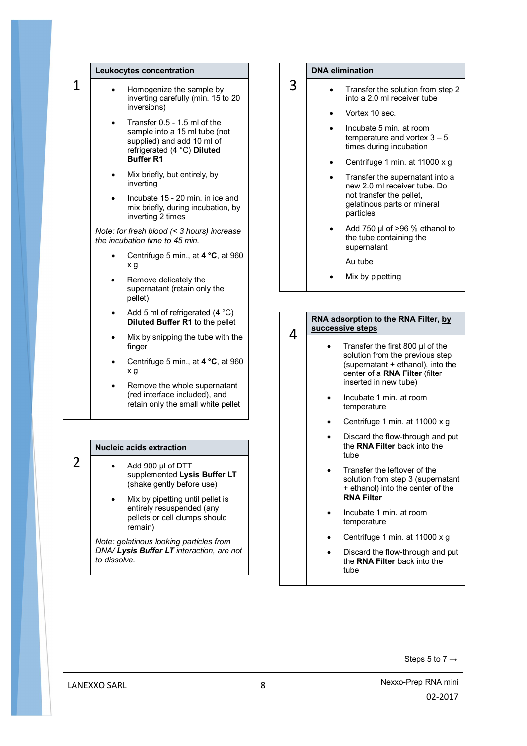## 1 Leukocytes concentration

- Homogenize the sample by inverting carefully (min. 15 to 20 inversions)
- Transfer 0.5 - 1.5 ml of the sample into a 15 ml tube (not supplied) and add 10 ml of refrigerated (4 °C) **Diluted Buffer R1**
- Mix briefly, but entirely, by inverting
- Incubate 15 - 20 min. in ice and mix briefly, during incubation, by inverting 2 times

*Note: for fresh blood (< 3 hours) increase the incubation time to 45 min.*

- Centrifuge 5 min., at **4 °C**, at 960 x g
- Remove delicately the supernatant (retain only the pellet)
- Add 5 ml of refrigerated (4 °C) **Diluted Buffer R1** to the pellet
- Mix by snipping the tube with the finger
- Centrifuge 5 min., at **4 °C**, at 960 x g
- Remove the whole supernatant (red interface included), and retain only the small white pellet

## 2 Nucleic acids extraction

- Add 900 µl of DTT supplemented **Lysis Buffer LT** (shake gently before use)
- Mix by pipetting until pellet is entirely resuspended (any pellets or cell clumps should remain)

*Note: gelatinous looking particles from DNA/* ***Lysis Buffer LT*** *interaction, are not to dissolve.*

## 3 DNA elimination

- Transfer the solution from step 2 into a 2.0 ml receiver tube
- Vortex 10 sec.
- Incubate 5 min. at room temperature and vortex 3 – 5 times during incubation
- Centrifuge 1 min. at 11000 x g
- Transfer the supernatant into a new 2.0 ml receiver tube. Do not transfer the pellet, gelatinous parts or mineral particles
- Add 750 µl of >96 % ethanol to the tube containing the supernatant

  Au tube

- Mix by pipetting

## 4 RNA adsorption to the RNA Filter, <u>by successive steps</u>

- Transfer the first 800 µl of the solution from the previous step (supernatant + ethanol), into the center of a **RNA Filter** (filter inserted in new tube)
- Incubate 1 min. at room temperature
- Centrifuge 1 min. at 11000 x g
- Discard the flow-through and put the **RNA Filter** back into the tube
- Transfer the leftover of the solution from step 3 (supernatant + ethanol) into the center of the **RNA Filter**
- Incubate 1 min. at room temperature
- Centrifuge 1 min. at 11000 x g
- Discard the flow-through and put the **RNA Filter** back into the tube

Steps 5 to 7 →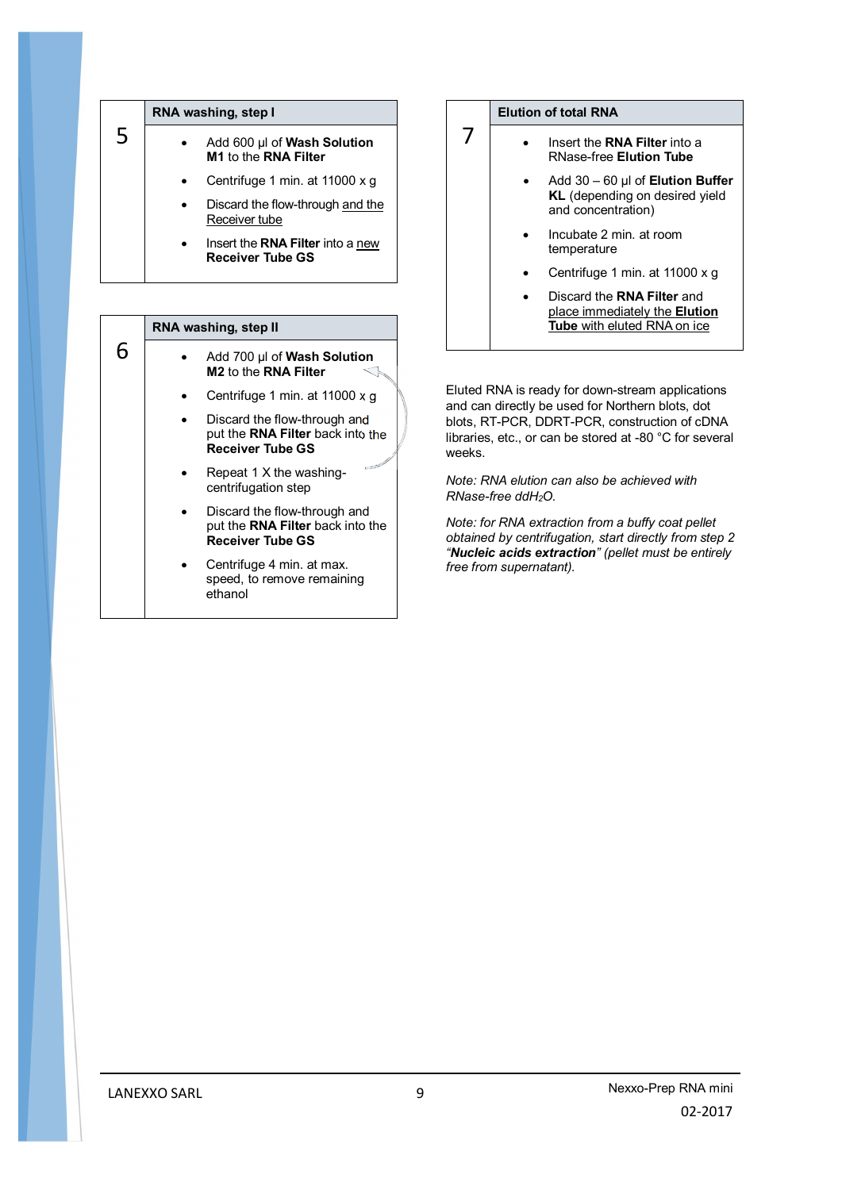| 5 | RNA washing, step I |
|---|---|
| | • Add 600 µl of **Wash Solution M1** to the **RNA Filter**<br>• Centrifuge 1 min. at 11000 x g<br>• Discard the flow-through and the Receiver tube<br>• Insert the **RNA Filter** into a new **Receiver Tube GS** |

| 6 | RNA washing, step II |
|---|---|
| | • Add 700 µl of **Wash Solution M2** to the **RNA Filter**<br>• Centrifuge 1 min. at 11000 x g<br>• Discard the flow-through and put the **RNA Filter** back into the **Receiver Tube GS**<br>• Repeat 1 X the washing-centrifugation step<br>• Discard the flow-through and put the **RNA Filter** back into the **Receiver Tube GS**<br>• Centrifuge 4 min. at max. speed, to remove remaining ethanol |

| 7 | Elution of total RNA |
|---|---|
| | • Insert the **RNA Filter** into a RNase-free **Elution Tube**<br>• Add 30 – 60 µl of **Elution Buffer KL** (depending on desired yield and concentration)<br>• Incubate 2 min. at room temperature<br>• Centrifuge 1 min. at 11000 x g<br>• Discard the **RNA Filter** and place immediately the **Elution Tube** with eluted RNA on ice |

Eluted RNA is ready for down-stream applications and can directly be used for Northern blots, dot blots, RT-PCR, DDRT-PCR, construction of cDNA libraries, etc., or can be stored at -80 °C for several weeks.

*Note: RNA elution can also be achieved with RNase-free ddH$_2$O.*

*Note: for RNA extraction from a buffy coat pellet obtained by centrifugation, start directly from step 2 "**Nucleic acids extraction**" (pellet must be entirely free from supernatant).*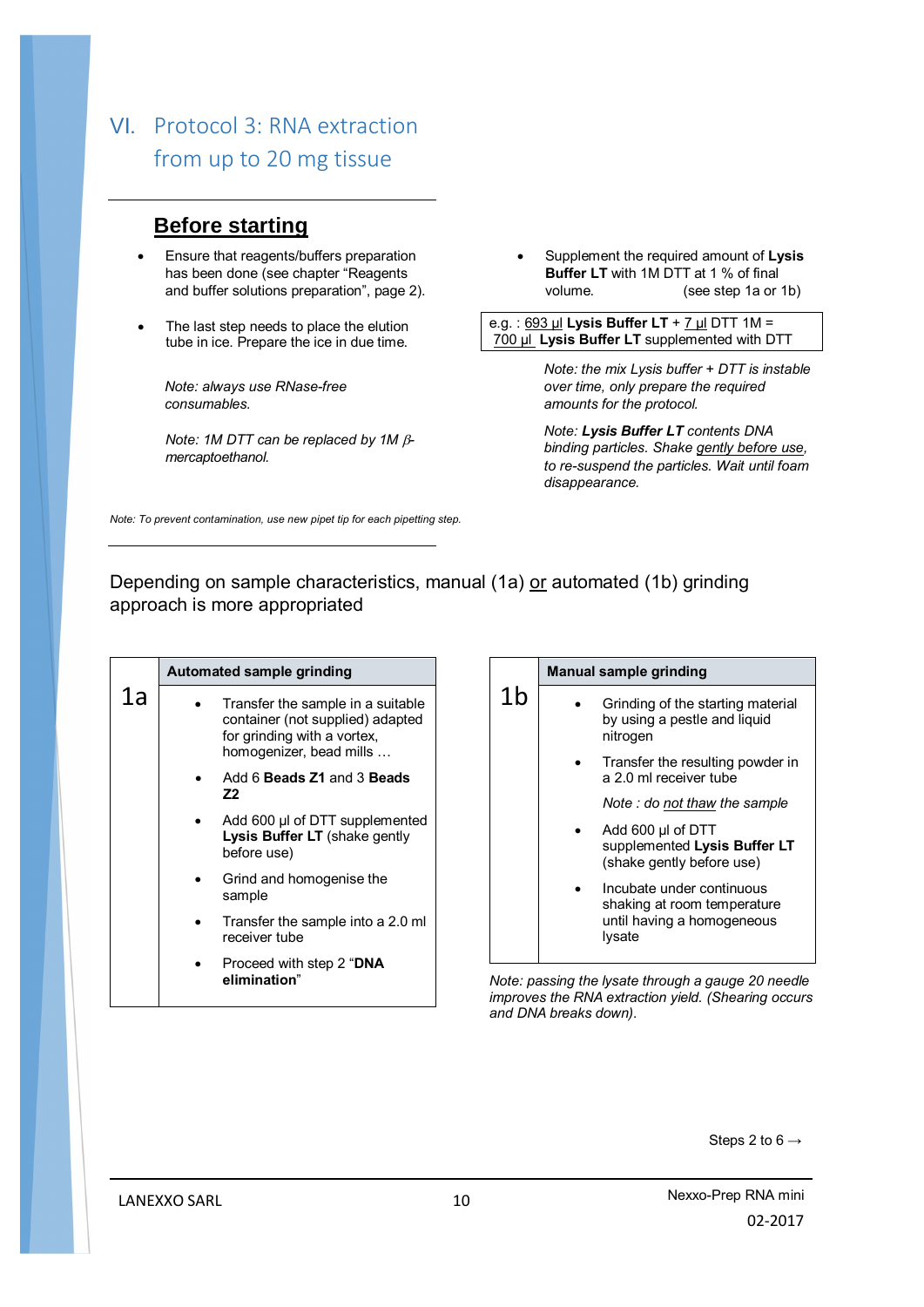# VI. Protocol 3: RNA extraction from up to 20 mg tissue

## Before starting

- Ensure that reagents/buffers preparation has been done (see chapter "Reagents and buffer solutions preparation", page 2).
- The last step needs to place the elution tube in ice. Prepare the ice in due time.

*Note: always use RNase-free consumables.*

*Note: 1M DTT can be replaced by 1M β-mercaptoethanol.*

- Supplement the required amount of **Lysis Buffer LT** with 1M DTT at 1 % of final volume. (see step 1a or 1b)

e.g. : 693 µl **Lysis Buffer LT** + 7 µl DTT 1M = 700 µl **Lysis Buffer LT** supplemented with DTT

*Note: the mix Lysis buffer + DTT is instable over time, only prepare the required amounts for the protocol.*

*Note: **Lysis Buffer LT** contents DNA binding particles. Shake gently before use, to re-suspend the particles. Wait until foam disappearance.*

*Note: To prevent contamination, use new pipet tip for each pipetting step.*

Depending on sample characteristics, manual (1a) or automated (1b) grinding approach is more appropriated

| 1a | **Automated sample grinding** |
|---|---|
| | • Transfer the sample in a suitable container (not supplied) adapted for grinding with a vortex, homogenizer, bead mills …<br>• Add 6 **Beads Z1** and 3 **Beads Z2**<br>• Add 600 µl of DTT supplemented **Lysis Buffer LT** (shake gently before use)<br>• Grind and homogenise the sample<br>• Transfer the sample into a 2.0 ml receiver tube<br>• Proceed with step 2 "**DNA elimination**" |

| 1b | **Manual sample grinding** |
|---|---|
| | • Grinding of the starting material by using a pestle and liquid nitrogen<br>• Transfer the resulting powder in a 2.0 ml receiver tube<br>*Note : do not thaw the sample*<br>• Add 600 µl of DTT supplemented **Lysis Buffer LT** (shake gently before use)<br>• Incubate under continuous shaking at room temperature until having a homogeneous lysate |

*Note: passing the lysate through a gauge 20 needle improves the RNA extraction yield. (Shearing occurs and DNA breaks down).*

Steps 2 to 6 →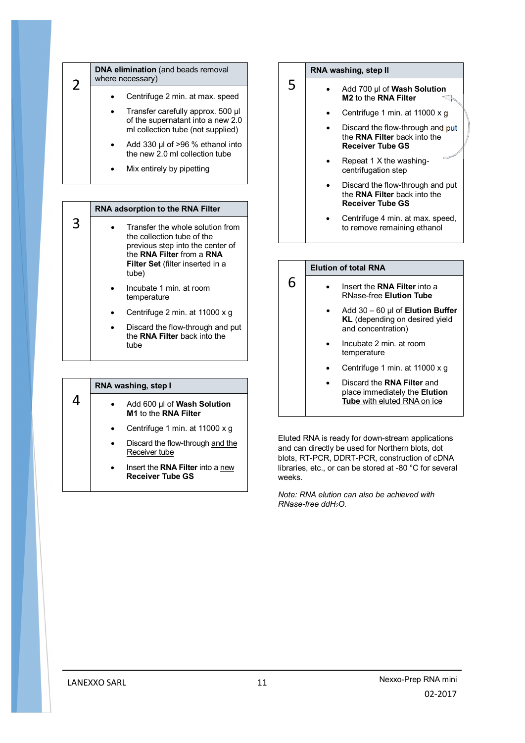## 2 DNA elimination (and beads removal where necessary)

- Centrifuge 2 min. at max. speed
- Transfer carefully approx. 500 µl of the supernatant into a new 2.0 ml collection tube (not supplied)
- Add 330 µl of >96 % ethanol into the new 2.0 ml collection tube
- Mix entirely by pipetting

## 3 RNA adsorption to the RNA Filter

- Transfer the whole solution from the collection tube of the previous step into the center of the **RNA Filter** from a **RNA Filter Set** (filter inserted in a tube)
- Incubate 1 min. at room temperature
- Centrifuge 2 min. at 11000 x g
- Discard the flow-through and put the **RNA Filter** back into the tube

## 4 RNA washing, step I

- Add 600 µl of **Wash Solution M1** to the **RNA Filter**
- Centrifuge 1 min. at 11000 x g
- Discard the flow-through and the Receiver tube
- Insert the **RNA Filter** into a new **Receiver Tube GS**

## 5 RNA washing, step II

- Add 700 µl of **Wash Solution M2** to the **RNA Filter**
- Centrifuge 1 min. at 11000 x g
- Discard the flow-through and put the **RNA Filter** back into the **Receiver Tube GS**
- Repeat 1 X the washing-centrifugation step
- Discard the flow-through and put the **RNA Filter** back into the **Receiver Tube GS**
- Centrifuge 4 min. at max. speed, to remove remaining ethanol

## 6 Elution of total RNA

- Insert the **RNA Filter** into a RNase-free **Elution Tube**
- Add 30 – 60 µl of **Elution Buffer KL** (depending on desired yield and concentration)
- Incubate 2 min. at room temperature
- Centrifuge 1 min. at 11000 x g
- Discard the **RNA Filter** and place immediately the **Elution Tube** with eluted RNA on ice

Eluted RNA is ready for down-stream applications and can directly be used for Northern blots, dot blots, RT-PCR, DDRT-PCR, construction of cDNA libraries, etc., or can be stored at -80 °C for several weeks.

*Note: RNA elution can also be achieved with RNase-free $ddH_2O$.*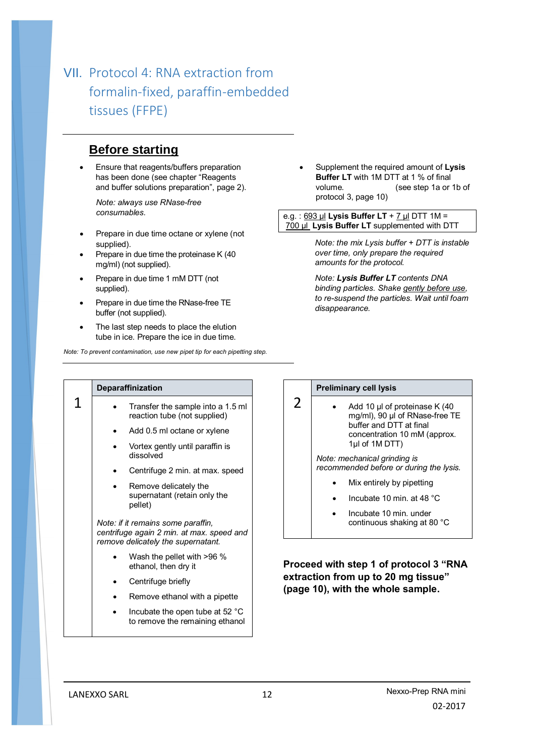# VII. Protocol 4: RNA extraction from formalin-fixed, paraffin-embedded tissues (FFPE)

## Before starting

- Ensure that reagents/buffers preparation has been done (see chapter "Reagents and buffer solutions preparation", page 2).

  *Note: always use RNase-free consumables.*

- Prepare in due time octane or xylene (not supplied).
- Prepare in due time the proteinase K (40 mg/ml) (not supplied).
- Prepare in due time 1 mM DTT (not supplied).
- Prepare in due time the RNase-free TE buffer (not supplied).
- The last step needs to place the elution tube in ice. Prepare the ice in due time.

- Supplement the required amount of **Lysis Buffer LT** with 1M DTT at 1 % of final volume. (see step 1a or 1b of protocol 3, page 10)

| e.g. : 693 µl **Lysis Buffer LT** + 7 µl DTT 1M = 700 µl **Lysis Buffer LT** supplemented with DTT |
|---|

*Note: the mix Lysis buffer + DTT is instable over time, only prepare the required amounts for the protocol.*

*Note: **Lysis Buffer LT** contents DNA binding particles. Shake gently before use, to re-suspend the particles. Wait until foam disappearance.*

*Note: To prevent contamination, use new pipet tip for each pipetting step.*

| | **Deparaffinization** |
|---|---|
| 1 | • Transfer the sample into a 1.5 ml reaction tube (not supplied)<br>• Add 0.5 ml octane or xylene<br>• Vortex gently until paraffin is dissolved<br>• Centrifuge 2 min. at max. speed<br>• Remove delicately the supernatant (retain only the pellet)<br><br>*Note: if it remains some paraffin, centrifuge again 2 min. at max. speed and remove delicately the supernatant.*<br><br>• Wash the pellet with >96 % ethanol, then dry it<br>• Centrifuge briefly<br>• Remove ethanol with a pipette<br>• Incubate the open tube at 52 °C to remove the remaining ethanol |

| | **Preliminary cell lysis** |
|---|---|
| 2 | • Add 10 µl of proteinase K (40 mg/ml), 90 µl of RNase-free TE buffer and DTT at final concentration 10 mM (approx. 1µl of 1M DTT)<br><br>*Note: mechanical grinding is recommended before or during the lysis.*<br><br>• Mix entirely by pipetting<br>• Incubate 10 min. at 48 °C<br>• Incubate 10 min. under continuous shaking at 80 °C |

**Proceed with step 1 of protocol 3 "RNA extraction from up to 20 mg tissue" (page 10), with the whole sample.**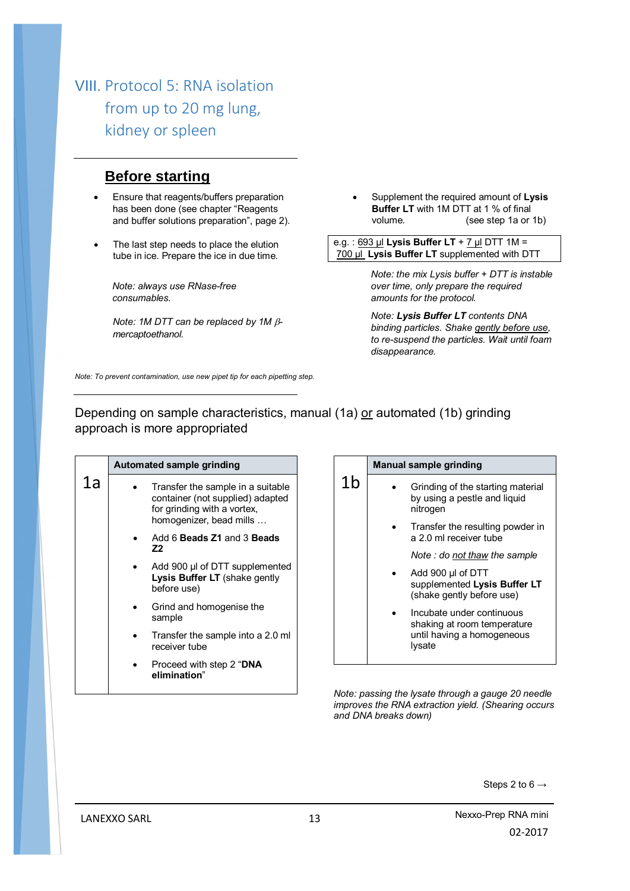# VIII. Protocol 5: RNA isolation from up to 20 mg lung, kidney or spleen

## Before starting

- Ensure that reagents/buffers preparation has been done (see chapter "Reagents and buffer solutions preparation", page 2).
- The last step needs to place the elution tube in ice. Prepare the ice in due time.

*Note: always use RNase-free consumables.*

*Note: 1M DTT can be replaced by 1M β-mercaptoethanol.*

- Supplement the required amount of **Lysis Buffer LT** with 1M DTT at 1 % of final volume. (see step 1a or 1b)

| e.g. : 693 µl **Lysis Buffer LT** + 7 µl DTT 1M = 700 µl **Lysis Buffer LT** supplemented with DTT |
|---|

*Note: the mix Lysis buffer + DTT is instable over time, only prepare the required amounts for the protocol.*

*Note: **Lysis Buffer LT** contents DNA binding particles. Shake gently before use, to re-suspend the particles. Wait until foam disappearance.*

*Note: To prevent contamination, use new pipet tip for each pipetting step.*

Depending on sample characteristics, manual (1a) or automated (1b) grinding approach is more appropriated

| 1a | Automated sample grinding |
|---|---|
| | • Transfer the sample in a suitable container (not supplied) adapted for grinding with a vortex, homogenizer, bead mills …<br>• Add 6 **Beads Z1** and 3 **Beads Z2**<br>• Add 900 µl of DTT supplemented **Lysis Buffer LT** (shake gently before use)<br>• Grind and homogenise the sample<br>• Transfer the sample into a 2.0 ml receiver tube<br>• Proceed with step 2 "**DNA elimination**" |

| 1b | Manual sample grinding |
|---|---|
| | • Grinding of the starting material by using a pestle and liquid nitrogen<br>• Transfer the resulting powder in a 2.0 ml receiver tube<br>*Note : do not thaw the sample*<br>• Add 900 µl of DTT supplemented **Lysis Buffer LT** (shake gently before use)<br>• Incubate under continuous shaking at room temperature until having a homogeneous lysate |

*Note: passing the lysate through a gauge 20 needle improves the RNA extraction yield. (Shearing occurs and DNA breaks down)*

Steps 2 to 6 →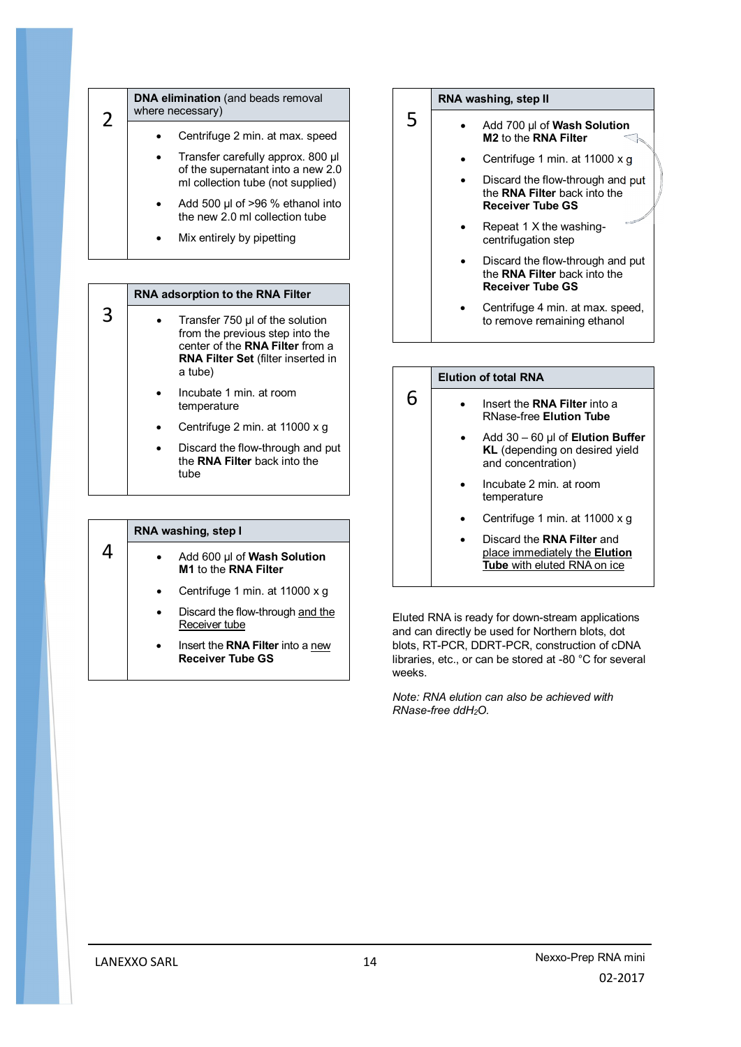## 2 DNA elimination (and beads removal where necessary)

- Centrifuge 2 min. at max. speed
- Transfer carefully approx. 800 µl of the supernatant into a new 2.0 ml collection tube (not supplied)
- Add 500 µl of >96 % ethanol into the new 2.0 ml collection tube
- Mix entirely by pipetting

## 3 RNA adsorption to the RNA Filter

- Transfer 750 µl of the solution from the previous step into the center of the **RNA Filter** from a **RNA Filter Set** (filter inserted in a tube)
- Incubate 1 min. at room temperature
- Centrifuge 2 min. at 11000 x g
- Discard the flow-through and put the **RNA Filter** back into the tube

## 4 RNA washing, step I

- Add 600 µl of **Wash Solution M1** to the **RNA Filter**
- Centrifuge 1 min. at 11000 x g
- Discard the flow-through and the Receiver tube
- Insert the **RNA Filter** into a new **Receiver Tube GS**

## 5 RNA washing, step II

- Add 700 µl of **Wash Solution M2** to the **RNA Filter**
- Centrifuge 1 min. at 11000 x g
- Discard the flow-through and put the **RNA Filter** back into the **Receiver Tube GS**
- Repeat 1 X the washing-centrifugation step
- Discard the flow-through and put the **RNA Filter** back into the **Receiver Tube GS**
- Centrifuge 4 min. at max. speed, to remove remaining ethanol

## 6 Elution of total RNA

- Insert the **RNA Filter** into a RNase-free **Elution Tube**
- Add 30 – 60 µl of **Elution Buffer KL** (depending on desired yield and concentration)
- Incubate 2 min. at room temperature
- Centrifuge 1 min. at 11000 x g
- Discard the **RNA Filter** and place immediately the **Elution Tube** with eluted RNA on ice

Eluted RNA is ready for down-stream applications and can directly be used for Northern blots, dot blots, RT-PCR, DDRT-PCR, construction of cDNA libraries, etc., or can be stored at -80 °C for several weeks.

*Note: RNA elution can also be achieved with RNase-free $ddH_2O$.*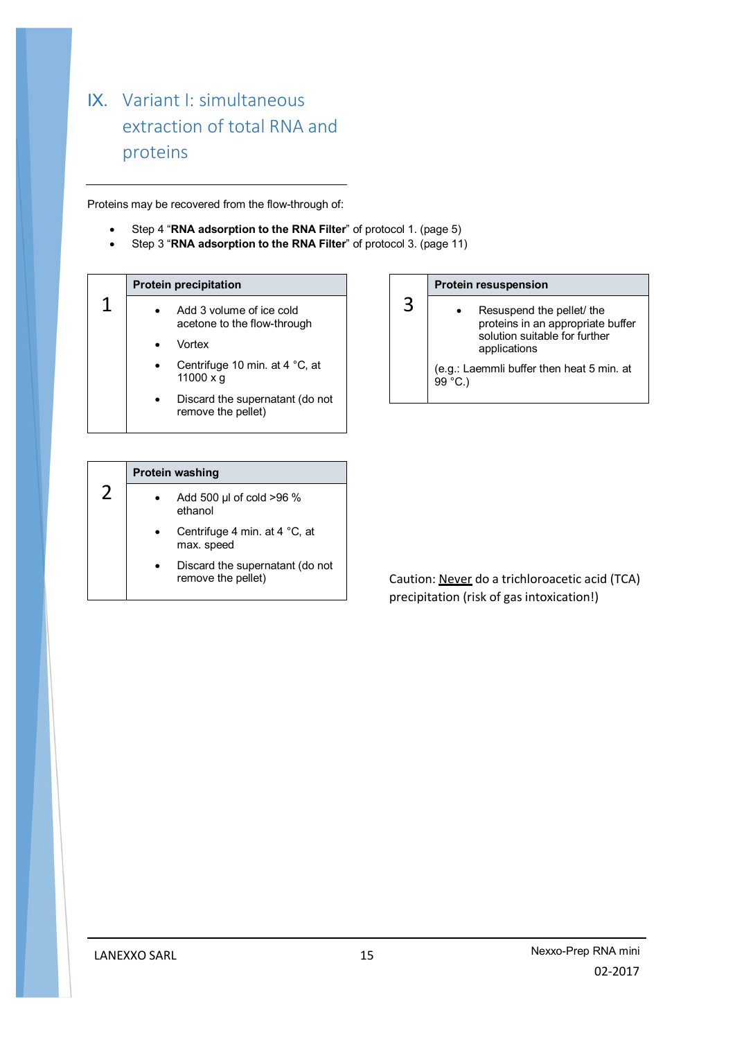# IX. Variant I: simultaneous extraction of total RNA and proteins

Proteins may be recovered from the flow-through of:

- Step 4 "**RNA adsorption to the RNA Filter**" of protocol 1. (page 5)
- Step 3 "**RNA adsorption to the RNA Filter**" of protocol 3. (page 11)

| | Protein precipitation |
|---|---|
| 1 | • Add 3 volume of ice cold acetone to the flow-through<br>• Vortex<br>• Centrifuge 10 min. at 4 °C, at 11000 x g<br>• Discard the supernatant (do not remove the pellet) |

| | Protein washing |
|---|---|
| 2 | • Add 500 µl of cold >96 % ethanol<br>• Centrifuge 4 min. at 4 °C, at max. speed<br>• Discard the supernatant (do not remove the pellet) |

| | Protein resuspension |
|---|---|
| 3 | • Resuspend the pellet/ the proteins in an appropriate buffer solution suitable for further applications<br>(e.g.: Laemmli buffer then heat 5 min. at 99 °C.) |

Caution: Never do a trichloroacetic acid (TCA) precipitation (risk of gas intoxication!)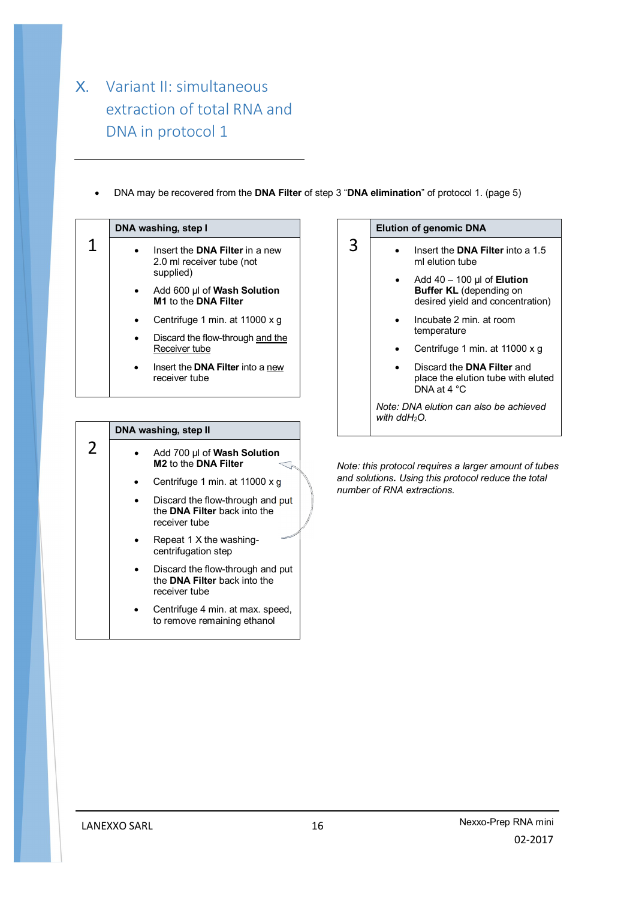# X. Variant II: simultaneous extraction of total RNA and DNA in protocol 1

- DNA may be recovered from the **DNA Filter** of step 3 "**DNA elimination**" of protocol 1. (page 5)

| 1 | **DNA washing, step I** |
|---|---|
| | • Insert the **DNA Filter** in a new 2.0 ml receiver tube (not supplied)<br>• Add 600 µl of **Wash Solution M1** to the **DNA Filter**<br>• Centrifuge 1 min. at 11000 x g<br>• Discard the flow-through and the Receiver tube<br>• Insert the **DNA Filter** into a new receiver tube |

| 2 | **DNA washing, step II** |
|---|---|
| | • Add 700 µl of **Wash Solution M2** to the **DNA Filter**<br>• Centrifuge 1 min. at 11000 x g<br>• Discard the flow-through and put the **DNA Filter** back into the receiver tube<br>• Repeat 1 X the washing-centrifugation step<br>• Discard the flow-through and put the **DNA Filter** back into the receiver tube<br>• Centrifuge 4 min. at max. speed, to remove remaining ethanol |

| 3 | **Elution of genomic DNA** |
|---|---|
| | • Insert the **DNA Filter** into a 1.5 ml elution tube<br>• Add 40 – 100 µl of **Elution Buffer KL** (depending on desired yield and concentration)<br>• Incubate 2 min. at room temperature<br>• Centrifuge 1 min. at 11000 x g<br>• Discard the **DNA Filter** and place the elution tube with eluted DNA at 4 °C<br>*Note: DNA elution can also be achieved with $ddH_2O$.* |

*Note: this protocol requires a larger amount of tubes and solutions. Using this protocol reduce the total number of RNA extractions.*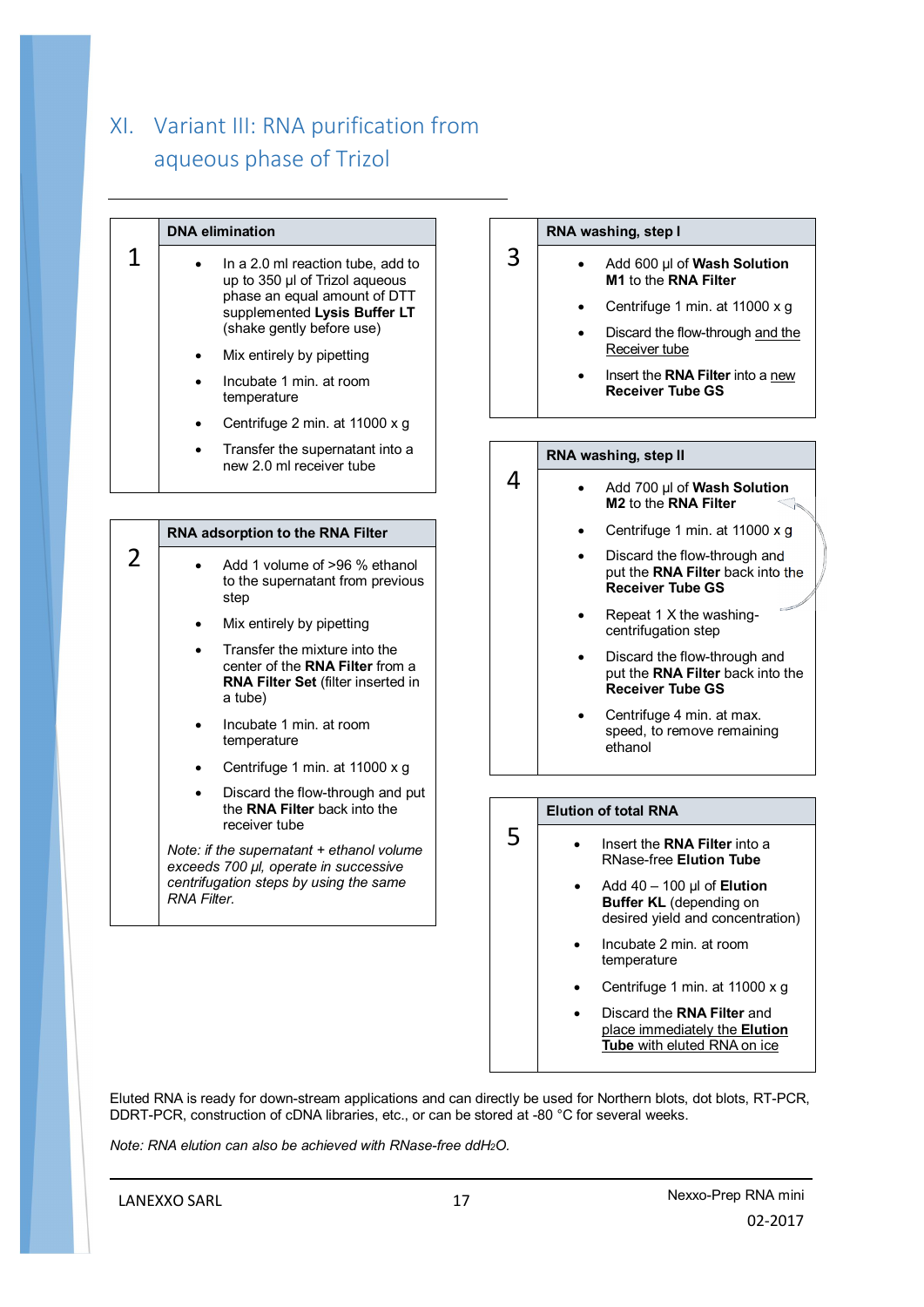## XI. Variant III: RNA purification from aqueous phase of Trizol

### 1 DNA elimination

- In a 2.0 ml reaction tube, add to up to 350 µl of Trizol aqueous phase an equal amount of DTT supplemented **Lysis Buffer LT** (shake gently before use)
- Mix entirely by pipetting
- Incubate 1 min. at room temperature
- Centrifuge 2 min. at 11000 x g
- Transfer the supernatant into a new 2.0 ml receiver tube

### 2 RNA adsorption to the RNA Filter

- Add 1 volume of >96 % ethanol to the supernatant from previous step
- Mix entirely by pipetting
- Transfer the mixture into the center of the **RNA Filter** from a **RNA Filter Set** (filter inserted in a tube)
- Incubate 1 min. at room temperature
- Centrifuge 1 min. at 11000 x g
- Discard the flow-through and put the **RNA Filter** back into the receiver tube

*Note: if the supernatant + ethanol volume exceeds 700 µl, operate in successive centrifugation steps by using the same RNA Filter.*

### 3 RNA washing, step I

- Add 600 µl of **Wash Solution M1** to the **RNA Filter**
- Centrifuge 1 min. at 11000 x g
- Discard the flow-through and the Receiver tube
- Insert the **RNA Filter** into a new **Receiver Tube GS**

### 4 RNA washing, step II

- Add 700 µl of **Wash Solution M2** to the **RNA Filter**
- Centrifuge 1 min. at 11000 x g
- Discard the flow-through and put the **RNA Filter** back into the **Receiver Tube GS**
- Repeat 1 X the washing-centrifugation step
- Discard the flow-through and put the **RNA Filter** back into the **Receiver Tube GS**
- Centrifuge 4 min. at max. speed, to remove remaining ethanol

### 5 Elution of total RNA

- Insert the **RNA Filter** into a RNase-free **Elution Tube**
- Add 40 – 100 µl of **Elution Buffer KL** (depending on desired yield and concentration)
- Incubate 2 min. at room temperature
- Centrifuge 1 min. at 11000 x g
- Discard the **RNA Filter** and place immediately the **Elution Tube** with eluted RNA on ice

Eluted RNA is ready for down-stream applications and can directly be used for Northern blots, dot blots, RT-PCR, DDRT-PCR, construction of cDNA libraries, etc., or can be stored at -80 °C for several weeks.

*Note: RNA elution can also be achieved with RNase-free ddH$_2$O.*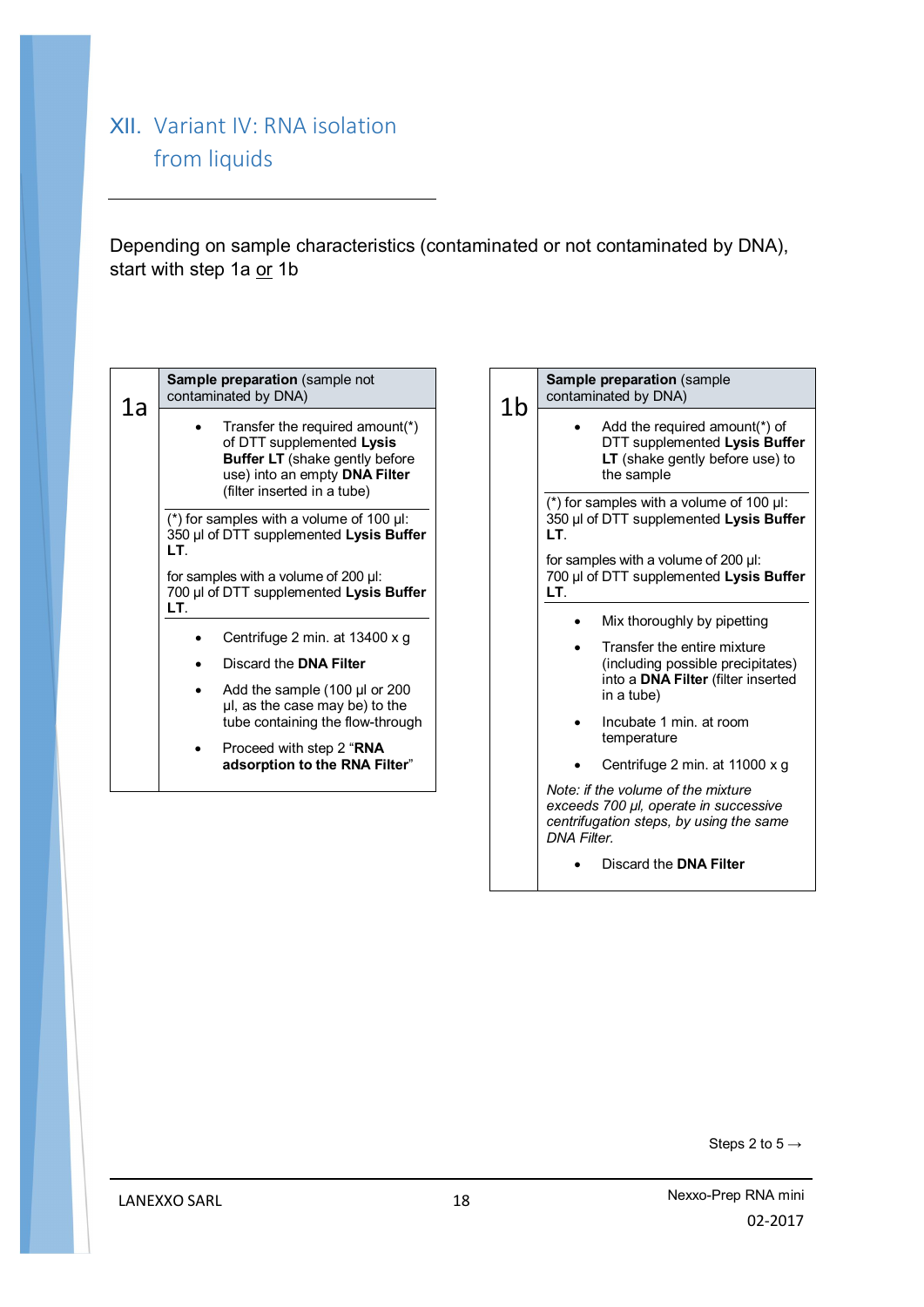# XII. Variant IV: RNA isolation from liquids

Depending on sample characteristics (contaminated or not contaminated by DNA), start with step 1a or 1b

## 1a

**Sample preparation** (sample not contaminated by DNA)

- Transfer the required amount(*) of DTT supplemented **Lysis Buffer LT** (shake gently before use) into an empty **DNA Filter** (filter inserted in a tube)

(*) for samples with a volume of 100 µl: 350 µl of DTT supplemented **Lysis Buffer LT**.

for samples with a volume of 200 µl: 700 µl of DTT supplemented **Lysis Buffer LT**.

- Centrifuge 2 min. at 13400 x g
- Discard the **DNA Filter**
- Add the sample (100 µl or 200 µl, as the case may be) to the tube containing the flow-through
- Proceed with step 2 "**RNA adsorption to the RNA Filter**"

## 1b

**Sample preparation** (sample contaminated by DNA)

- Add the required amount(*) of DTT supplemented **Lysis Buffer LT** (shake gently before use) to the sample

(*) for samples with a volume of 100 µl: 350 µl of DTT supplemented **Lysis Buffer LT**.

for samples with a volume of 200 µl: 700 µl of DTT supplemented **Lysis Buffer LT**.

- Mix thoroughly by pipetting
- Transfer the entire mixture (including possible precipitates) into a **DNA Filter** (filter inserted in a tube)
- Incubate 1 min. at room temperature
- Centrifuge 2 min. at 11000 x g

*Note: if the volume of the mixture exceeds 700 µl, operate in successive centrifugation steps, by using the same DNA Filter.*

- Discard the **DNA Filter**

Steps 2 to 5 →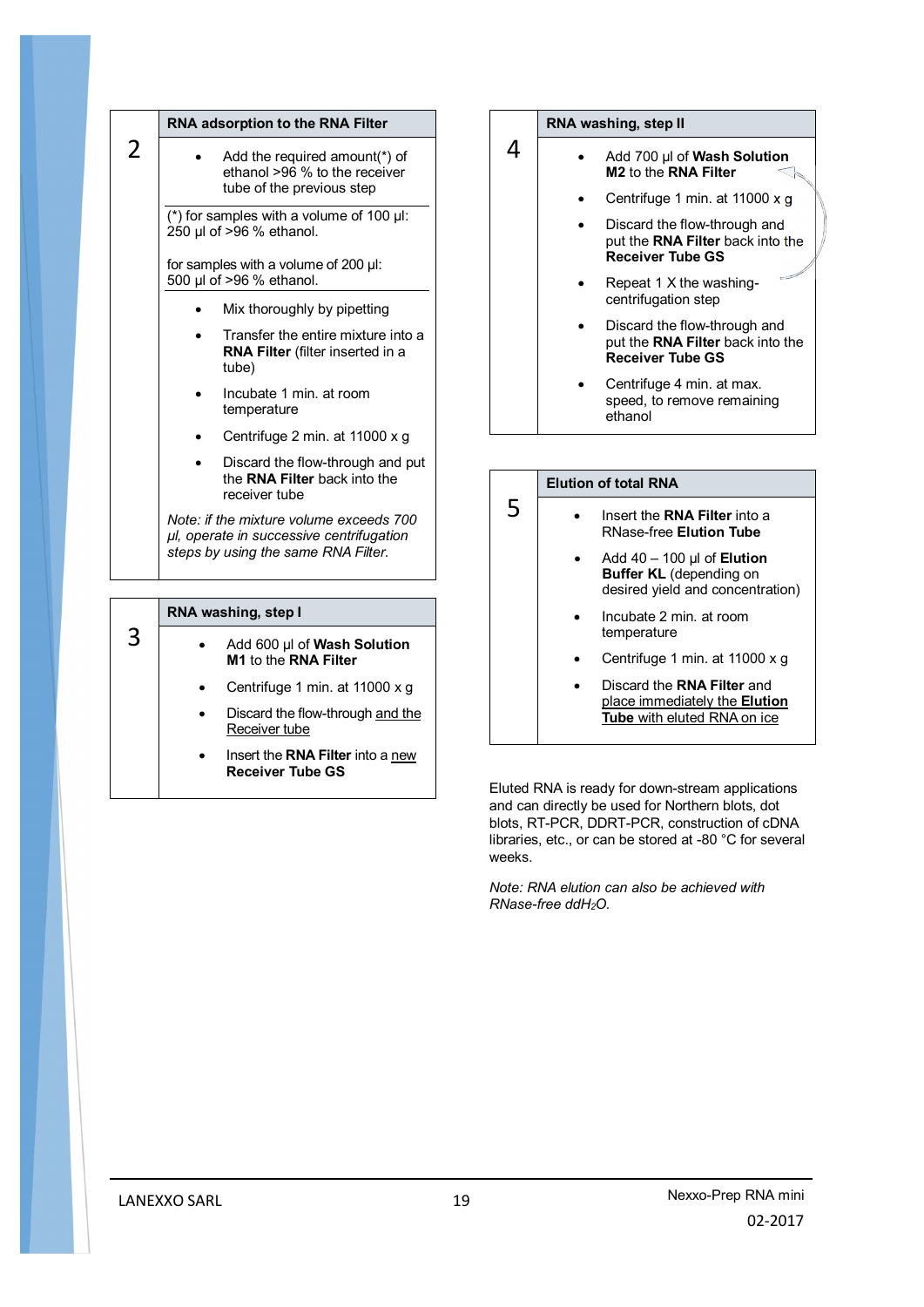### 2 RNA adsorption to the RNA Filter

- Add the required amount(*) of ethanol >96 % to the receiver tube of the previous step

(*) for samples with a volume of 100 µl: 250 µl of >96 % ethanol.

for samples with a volume of 200 µl: 500 µl of >96 % ethanol.

- Mix thoroughly by pipetting
- Transfer the entire mixture into a **RNA Filter** (filter inserted in a tube)
- Incubate 1 min. at room temperature
- Centrifuge 2 min. at 11000 x g
- Discard the flow-through and put the **RNA Filter** back into the receiver tube

*Note: if the mixture volume exceeds 700 µl, operate in successive centrifugation steps by using the same RNA Filter.*

### 3 RNA washing, step I

- Add 600 µl of **Wash Solution M1** to the **RNA Filter**
- Centrifuge 1 min. at 11000 x g
- Discard the flow-through and the Receiver tube
- Insert the **RNA Filter** into a new **Receiver Tube GS**

### 4 RNA washing, step II

- Add 700 µl of **Wash Solution M2** to the **RNA Filter**
- Centrifuge 1 min. at 11000 x g
- Discard the flow-through and put the **RNA Filter** back into the **Receiver Tube GS**
- Repeat 1 X the washing-centrifugation step
- Discard the flow-through and put the **RNA Filter** back into the **Receiver Tube GS**
- Centrifuge 4 min. at max. speed, to remove remaining ethanol

### 5 Elution of total RNA

- Insert the **RNA Filter** into a RNase-free **Elution Tube**
- Add 40 – 100 µl of **Elution Buffer KL** (depending on desired yield and concentration)
- Incubate 2 min. at room temperature
- Centrifuge 1 min. at 11000 x g
- Discard the **RNA Filter** and place immediately the **Elution Tube** with eluted RNA on ice

Eluted RNA is ready for down-stream applications and can directly be used for Northern blots, dot blots, RT-PCR, DDRT-PCR, construction of cDNA libraries, etc., or can be stored at -80 °C for several weeks.

*Note: RNA elution can also be achieved with RNase-free ddH$_2$O.*